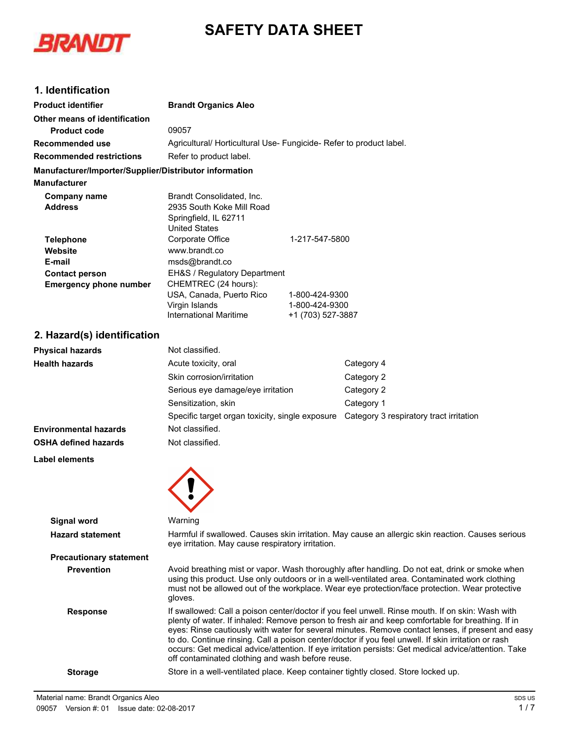# SAFETY DATA SHEET

## 1. Identification

| | | |
|---|---|---|
| **Product identifier** | **Brandt Organics Aleo** | |
| **Other means of identification** | | |
| **Product code** | 09057 | |
| **Recommended use** | Agricultural/ Horticultural Use- Fungicide- Refer to product label. | |
| **Recommended restrictions** | Refer to product label. | |

**Manufacturer/Importer/Supplier/Distributor information**

**Manufacturer**

| | | |
|---|---|---|
| **Company name** | Brandt Consolidated, Inc. | |
| **Address** | 2935 South Koke Mill Road<br>Springfield, IL 62711<br>United States | |
| **Telephone** | Corporate Office | 1-217-547-5800 |
| **Website** | www.brandt.co | |
| **E-mail** | msds@brandt.co | |
| **Contact person** | EH&S / Regulatory Department | |
| **Emergency phone number** | CHEMTREC (24 hours): | |
| | USA, Canada, Puerto Rico | 1-800-424-9300 |
| | Virgin Islands | 1-800-424-9300 |
| | International Maritime | +1 (703) 527-3887 |

## 2. Hazard(s) identification

| | | |
|---|---|---|
| **Physical hazards** | Not classified. | |
| **Health hazards** | Acute toxicity, oral | Category 4 |
| | Skin corrosion/irritation | Category 2 |
| | Serious eye damage/eye irritation | Category 2 |
| | Sensitization, skin | Category 1 |
| | Specific target organ toxicity, single exposure | Category 3 respiratory tract irritation |
| **Environmental hazards** | Not classified. | |
| **OSHA defined hazards** | Not classified. | |

**Label elements**

**Signal word** Warning

**Hazard statement** Harmful if swallowed. Causes skin irritation. May cause an allergic skin reaction. Causes serious eye irritation. May cause respiratory irritation.

**Precautionary statement**

**Prevention** Avoid breathing mist or vapor. Wash thoroughly after handling. Do not eat, drink or smoke when using this product. Use only outdoors or in a well-ventilated area. Contaminated work clothing must not be allowed out of the workplace. Wear eye protection/face protection. Wear protective gloves.

**Response** If swallowed: Call a poison center/doctor if you feel unwell. Rinse mouth. If on skin: Wash with plenty of water. If inhaled: Remove person to fresh air and keep comfortable for breathing. If in eyes: Rinse cautiously with water for several minutes. Remove contact lenses, if present and easy to do. Continue rinsing. Call a poison center/doctor if you feel unwell. If skin irritation or rash occurs: Get medical advice/attention. If eye irritation persists: Get medical advice/attention. Take off contaminated clothing and wash before reuse.

**Storage** Store in a well-ventilated place. Keep container tightly closed. Store locked up.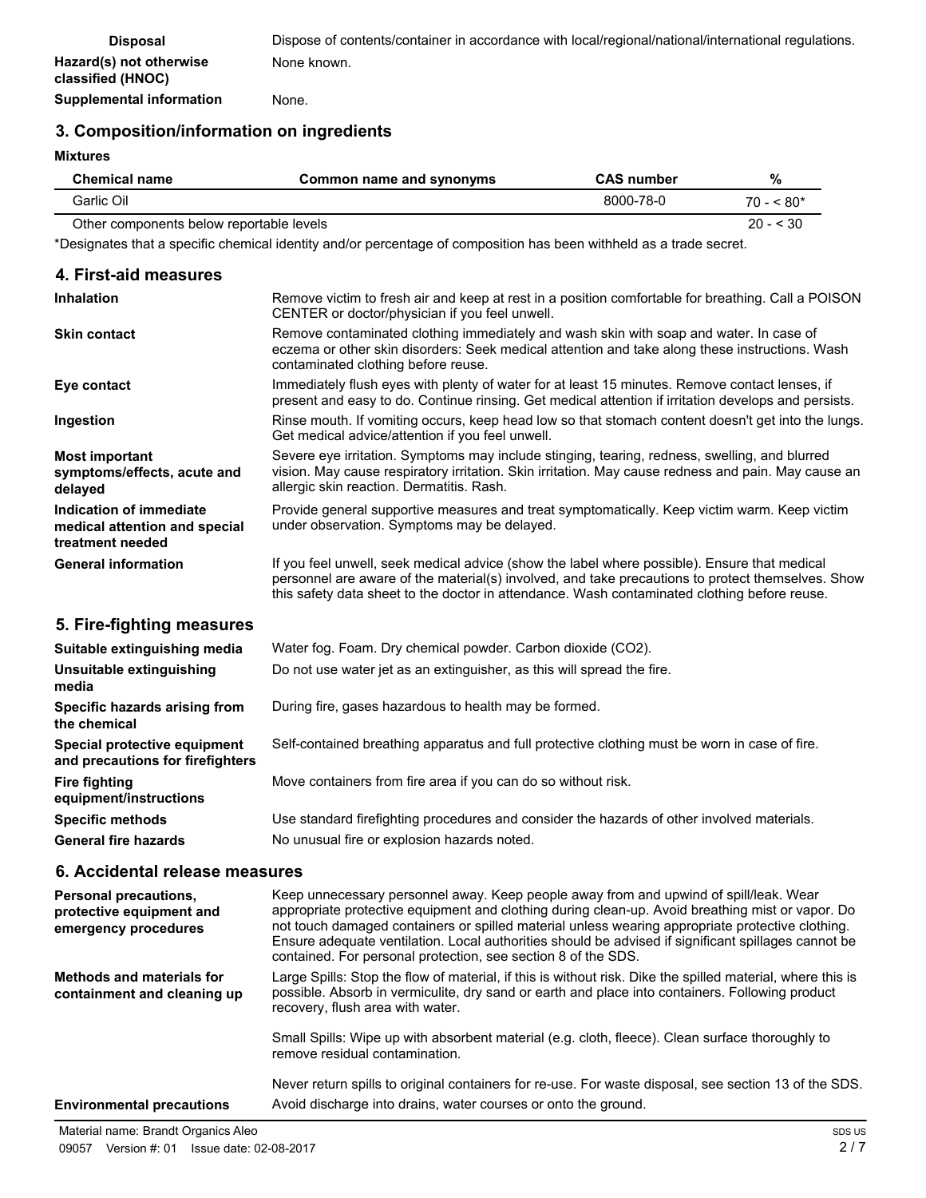| | |
|---|---|
| **Disposal** | Dispose of contents/container in accordance with local/regional/national/international regulations. |
| **Hazard(s) not otherwise classified (HNOC)** | None known. |
| **Supplemental information** | None. |

## 3. Composition/information on ingredients

**Mixtures**

| Chemical name | Common name and synonyms | CAS number | % |
|---|---|---|---|
| Garlic Oil | | 8000-78-0 | 70 - < 80* |
| Other components below reportable levels | | | 20 - < 30 |

*Designates that a specific chemical identity and/or percentage of composition has been withheld as a trade secret.

## 4. First-aid measures

| | |
|---|---|
| **Inhalation** | Remove victim to fresh air and keep at rest in a position comfortable for breathing. Call a POISON CENTER or doctor/physician if you feel unwell. |
| **Skin contact** | Remove contaminated clothing immediately and wash skin with soap and water. In case of eczema or other skin disorders: Seek medical attention and take along these instructions. Wash contaminated clothing before reuse. |
| **Eye contact** | Immediately flush eyes with plenty of water for at least 15 minutes. Remove contact lenses, if present and easy to do. Continue rinsing. Get medical attention if irritation develops and persists. |
| **Ingestion** | Rinse mouth. If vomiting occurs, keep head low so that stomach content doesn't get into the lungs. Get medical advice/attention if you feel unwell. |
| **Most important symptoms/effects, acute and delayed** | Severe eye irritation. Symptoms may include stinging, tearing, redness, swelling, and blurred vision. May cause respiratory irritation. Skin irritation. May cause redness and pain. May cause an allergic skin reaction. Dermatitis. Rash. |
| **Indication of immediate medical attention and special treatment needed** | Provide general supportive measures and treat symptomatically. Keep victim warm. Keep victim under observation. Symptoms may be delayed. |
| **General information** | If you feel unwell, seek medical advice (show the label where possible). Ensure that medical personnel are aware of the material(s) involved, and take precautions to protect themselves. Show this safety data sheet to the doctor in attendance. Wash contaminated clothing before reuse. |

## 5. Fire-fighting measures

| | |
|---|---|
| **Suitable extinguishing media** | Water fog. Foam. Dry chemical powder. Carbon dioxide ($CO_2$). |
| **Unsuitable extinguishing media** | Do not use water jet as an extinguisher, as this will spread the fire. |
| **Specific hazards arising from the chemical** | During fire, gases hazardous to health may be formed. |
| **Special protective equipment and precautions for firefighters** | Self-contained breathing apparatus and full protective clothing must be worn in case of fire. |
| **Fire fighting equipment/instructions** | Move containers from fire area if you can do so without risk. |
| **Specific methods** | Use standard firefighting procedures and consider the hazards of other involved materials. |
| **General fire hazards** | No unusual fire or explosion hazards noted. |

## 6. Accidental release measures

| | |
|---|---|
| **Personal precautions, protective equipment and emergency procedures** | Keep unnecessary personnel away. Keep people away from and upwind of spill/leak. Wear appropriate protective equipment and clothing during clean-up. Avoid breathing mist or vapor. Do not touch damaged containers or spilled material unless wearing appropriate protective clothing. Ensure adequate ventilation. Local authorities should be advised if significant spillages cannot be contained. For personal protection, see section 8 of the SDS. |
| **Methods and materials for containment and cleaning up** | Large Spills: Stop the flow of material, if this is without risk. Dike the spilled material, where this is possible. Absorb in vermiculite, dry sand or earth and place into containers. Following product recovery, flush area with water.<br><br>Small Spills: Wipe up with absorbent material (e.g. cloth, fleece). Clean surface thoroughly to remove residual contamination.<br><br>Never return spills to original containers for re-use. For waste disposal, see section 13 of the SDS. |
| **Environmental precautions** | Avoid discharge into drains, water courses or onto the ground. |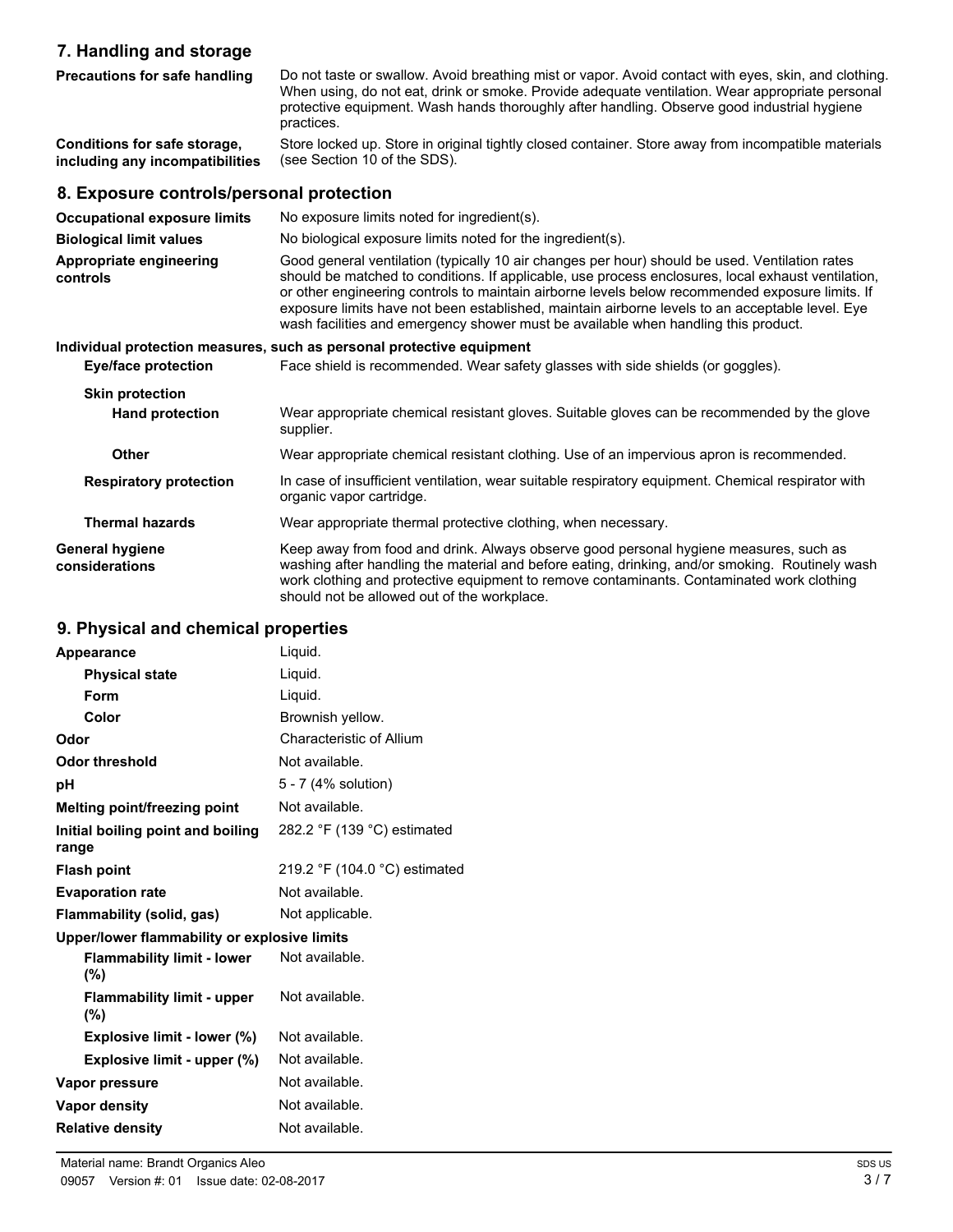## 7. Handling and storage

| | |
|---|---|
| **Precautions for safe handling** | Do not taste or swallow. Avoid breathing mist or vapor. Avoid contact with eyes, skin, and clothing. When using, do not eat, drink or smoke. Provide adequate ventilation. Wear appropriate personal protective equipment. Wash hands thoroughly after handling. Observe good industrial hygiene practices. |
| **Conditions for safe storage, including any incompatibilities** | Store locked up. Store in original tightly closed container. Store away from incompatible materials (see Section 10 of the SDS). |

## 8. Exposure controls/personal protection

| | |
|---|---|
| **Occupational exposure limits** | No exposure limits noted for ingredient(s). |
| **Biological limit values** | No biological exposure limits noted for the ingredient(s). |
| **Appropriate engineering controls** | Good general ventilation (typically 10 air changes per hour) should be used. Ventilation rates should be matched to conditions. If applicable, use process enclosures, local exhaust ventilation, or other engineering controls to maintain airborne levels below recommended exposure limits. If exposure limits have not been established, maintain airborne levels to an acceptable level. Eye wash facilities and emergency shower must be available when handling this product. |

**Individual protection measures, such as personal protective equipment**

| | |
|---|---|
| **Eye/face protection** | Face shield is recommended. Wear safety glasses with side shields (or goggles). |
| **Skin protection** | |
| **Hand protection** | Wear appropriate chemical resistant gloves. Suitable gloves can be recommended by the glove supplier. |
| **Other** | Wear appropriate chemical resistant clothing. Use of an impervious apron is recommended. |
| **Respiratory protection** | In case of insufficient ventilation, wear suitable respiratory equipment. Chemical respirator with organic vapor cartridge. |
| **Thermal hazards** | Wear appropriate thermal protective clothing, when necessary. |
| **General hygiene considerations** | Keep away from food and drink. Always observe good personal hygiene measures, such as washing after handling the material and before eating, drinking, and/or smoking. Routinely wash work clothing and protective equipment to remove contaminants. Contaminated work clothing should not be allowed out of the workplace. |

## 9. Physical and chemical properties

| | |
|---|---|
| **Appearance** | Liquid. |
| **Physical state** | Liquid. |
| **Form** | Liquid. |
| **Color** | Brownish yellow. |
| **Odor** | Characteristic of Allium |
| **Odor threshold** | Not available. |
| **pH** | 5 - 7 (4% solution) |
| **Melting point/freezing point** | Not available. |
| **Initial boiling point and boiling range** | 282.2 °F (139 °C) estimated |
| **Flash point** | 219.2 °F (104.0 °C) estimated |
| **Evaporation rate** | Not available. |
| **Flammability (solid, gas)** | Not applicable. |
| **Upper/lower flammability or explosive limits** | |
| **Flammability limit - lower (%)** | Not available. |
| **Flammability limit - upper (%)** | Not available. |
| **Explosive limit - lower (%)** | Not available. |
| **Explosive limit - upper (%)** | Not available. |
| **Vapor pressure** | Not available. |
| **Vapor density** | Not available. |
| **Relative density** | Not available. |

Material name: Brandt Organics Aleo
09057 Version #: 01 Issue date: 02-08-2017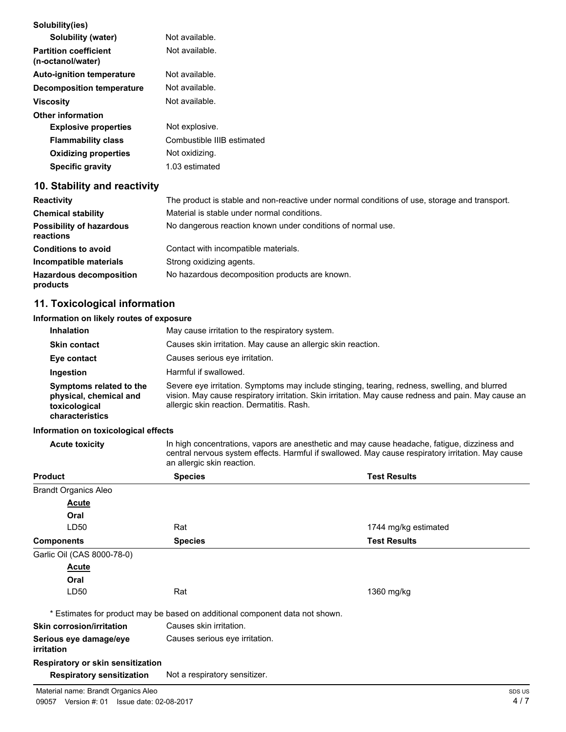**Solubility(ies)**

| | |
|---|---|
| **Solubility (water)** | Not available. |
| **Partition coefficient (n-octanol/water)** | Not available. |
| **Auto-ignition temperature** | Not available. |
| **Decomposition temperature** | Not available. |
| **Viscosity** | Not available. |

**Other information**

| | |
|---|---|
| **Explosive properties** | Not explosive. |
| **Flammability class** | Combustible IIIB estimated |
| **Oxidizing properties** | Not oxidizing. |
| **Specific gravity** | 1.03 estimated |

## 10. Stability and reactivity

| | |
|---|---|
| **Reactivity** | The product is stable and non-reactive under normal conditions of use, storage and transport. |
| **Chemical stability** | Material is stable under normal conditions. |
| **Possibility of hazardous reactions** | No dangerous reaction known under conditions of normal use. |
| **Conditions to avoid** | Contact with incompatible materials. |
| **Incompatible materials** | Strong oxidizing agents. |
| **Hazardous decomposition products** | No hazardous decomposition products are known. |

## 11. Toxicological information

**Information on likely routes of exposure**

| | |
|---|---|
| **Inhalation** | May cause irritation to the respiratory system. |
| **Skin contact** | Causes skin irritation. May cause an allergic skin reaction. |
| **Eye contact** | Causes serious eye irritation. |
| **Ingestion** | Harmful if swallowed. |
| **Symptoms related to the physical, chemical and toxicological characteristics** | Severe eye irritation. Symptoms may include stinging, tearing, redness, swelling, and blurred vision. May cause respiratory irritation. Skin irritation. May cause redness and pain. May cause an allergic skin reaction. Dermatitis. Rash. |

**Information on toxicological effects**

**Acute toxicity** In high concentrations, vapors are anesthetic and may cause headache, fatigue, dizziness and central nervous system effects. Harmful if swallowed. May cause respiratory irritation. May cause an allergic skin reaction.

| Product | Species | Test Results |
|---|---|---|
| Brandt Organics Aleo | | |
| **Acute** | | |
| **Oral** | | |
| LD50 | Rat | 1744 mg/kg estimated |

| Components | Species | Test Results |
|---|---|---|
| Garlic Oil (CAS 8000-78-0) | | |
| **Acute** | | |
| **Oral** | | |
| LD50 | Rat | 1360 mg/kg |

* Estimates for product may be based on additional component data not shown.

| | |
|---|---|
| **Skin corrosion/irritation** | Causes skin irritation. |
| **Serious eye damage/eye irritation** | Causes serious eye irritation. |

**Respiratory or skin sensitization**

| | |
|---|---|
| **Respiratory sensitization** | Not a respiratory sensitizer. |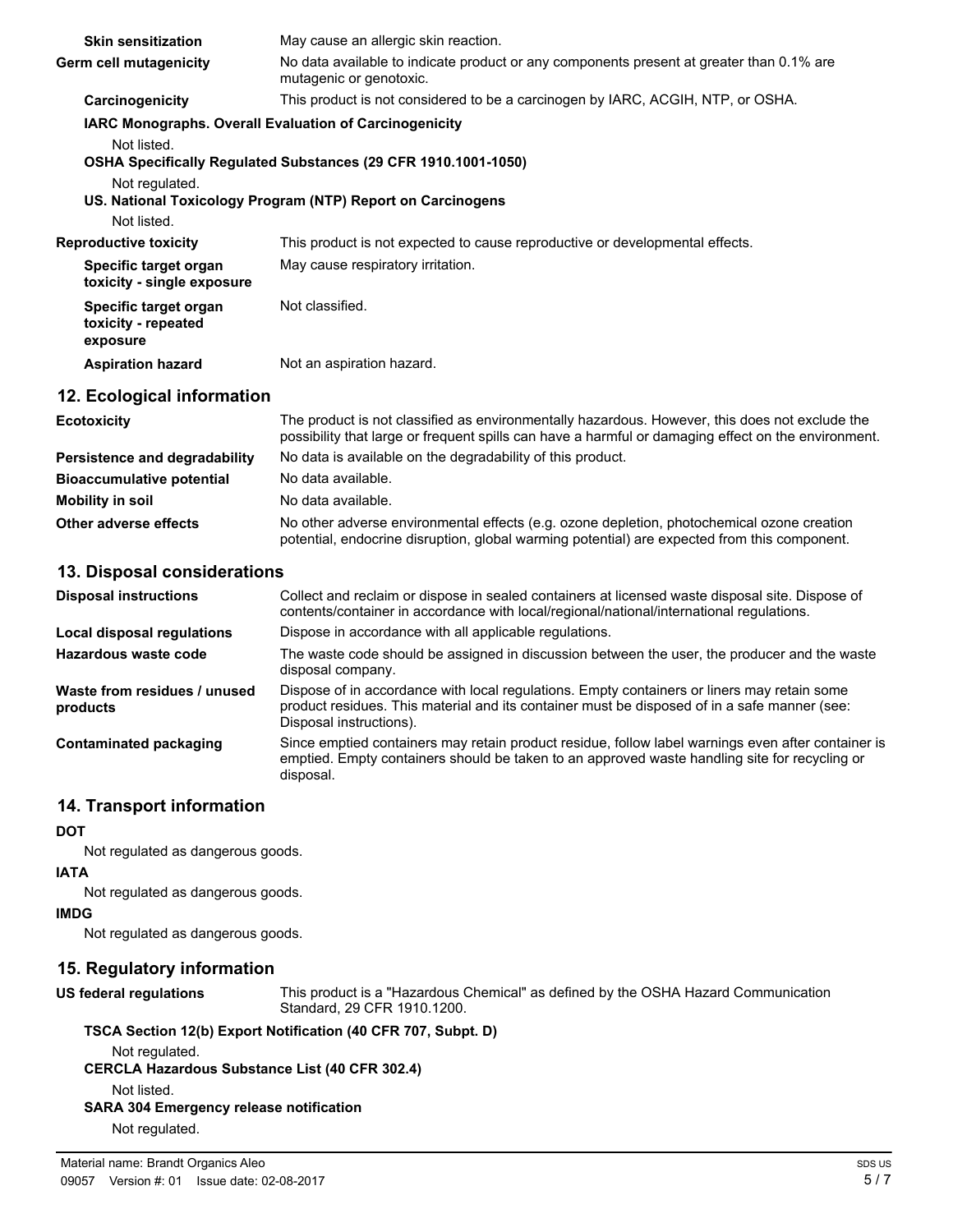**Skin sensitization** May cause an allergic skin reaction.

**Germ cell mutagenicity** No data available to indicate product or any components present at greater than 0.1% are mutagenic or genotoxic.

**Carcinogenicity** This product is not considered to be a carcinogen by IARC, ACGIH, NTP, or OSHA.

**IARC Monographs. Overall Evaluation of Carcinogenicity**

Not listed.

**OSHA Specifically Regulated Substances (29 CFR 1910.1001-1050)**

Not regulated.

**US. National Toxicology Program (NTP) Report on Carcinogens**

Not listed.

**Reproductive toxicity** This product is not expected to cause reproductive or developmental effects.

**Specific target organ toxicity - single exposure** May cause respiratory irritation.

**Specific target organ toxicity - repeated exposure** Not classified.

**Aspiration hazard** Not an aspiration hazard.

## 12. Ecological information

**Ecotoxicity** The product is not classified as environmentally hazardous. However, this does not exclude the possibility that large or frequent spills can have a harmful or damaging effect on the environment.

**Persistence and degradability** No data is available on the degradability of this product.

**Bioaccumulative potential** No data available.

**Mobility in soil** No data available.

**Other adverse effects** No other adverse environmental effects (e.g. ozone depletion, photochemical ozone creation potential, endocrine disruption, global warming potential) are expected from this component.

## 13. Disposal considerations

**Disposal instructions** Collect and reclaim or dispose in sealed containers at licensed waste disposal site. Dispose of contents/container in accordance with local/regional/national/international regulations.

**Local disposal regulations** Dispose in accordance with all applicable regulations.

**Hazardous waste code** The waste code should be assigned in discussion between the user, the producer and the waste disposal company.

**Waste from residues / unused products** Dispose of in accordance with local regulations. Empty containers or liners may retain some product residues. This material and its container must be disposed of in a safe manner (see: Disposal instructions).

**Contaminated packaging** Since emptied containers may retain product residue, follow label warnings even after container is emptied. Empty containers should be taken to an approved waste handling site for recycling or disposal.

## 14. Transport information

**DOT**

Not regulated as dangerous goods.

**IATA**

Not regulated as dangerous goods.

**IMDG**

Not regulated as dangerous goods.

## 15. Regulatory information

**US federal regulations** This product is a "Hazardous Chemical" as defined by the OSHA Hazard Communication Standard, 29 CFR 1910.1200.

**TSCA Section 12(b) Export Notification (40 CFR 707, Subpt. D)**

Not regulated.

**CERCLA Hazardous Substance List (40 CFR 302.4)**

Not listed.

**SARA 304 Emergency release notification**

Not regulated.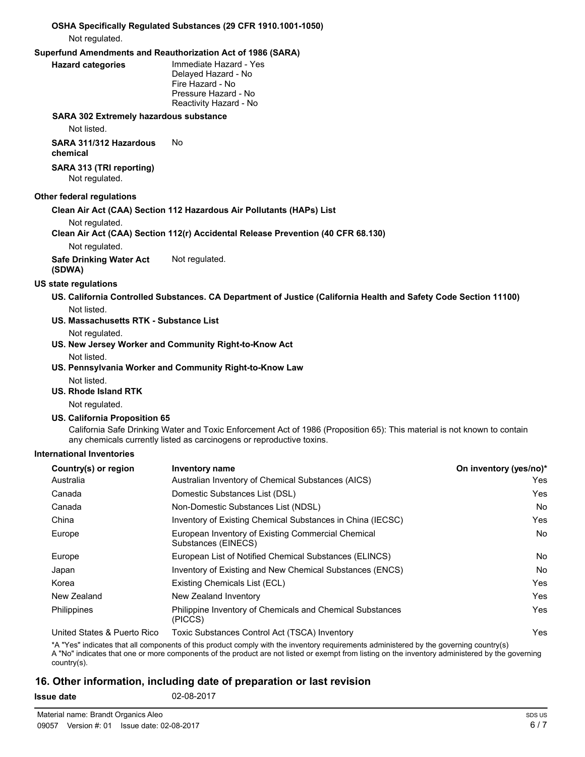**OSHA Specifically Regulated Substances (29 CFR 1910.1001-1050)**

Not regulated.

**Superfund Amendments and Reauthorization Act of 1986 (SARA)**

**Hazard categories**
Immediate Hazard - Yes
Delayed Hazard - No
Fire Hazard - No
Pressure Hazard - No
Reactivity Hazard - No

**SARA 302 Extremely hazardous substance**

Not listed.

**SARA 311/312 Hazardous chemical** No

**SARA 313 (TRI reporting)**

Not regulated.

**Other federal regulations**

**Clean Air Act (CAA) Section 112 Hazardous Air Pollutants (HAPs) List**

Not regulated.

**Clean Air Act (CAA) Section 112(r) Accidental Release Prevention (40 CFR 68.130)**

Not regulated.

**Safe Drinking Water Act (SDWA)** Not regulated.

**US state regulations**

**US. California Controlled Substances. CA Department of Justice (California Health and Safety Code Section 11100)**

Not listed.

**US. Massachusetts RTK - Substance List**

Not regulated.

**US. New Jersey Worker and Community Right-to-Know Act**

Not listed.

**US. Pennsylvania Worker and Community Right-to-Know Law**

Not listed.

**US. Rhode Island RTK**

Not regulated.

**US. California Proposition 65**

California Safe Drinking Water and Toxic Enforcement Act of 1986 (Proposition 65): This material is not known to contain any chemicals currently listed as carcinogens or reproductive toxins.

**International Inventories**

| Country(s) or region | Inventory name | On inventory (yes/no)* |
|---|---|---|
| Australia | Australian Inventory of Chemical Substances (AICS) | Yes |
| Canada | Domestic Substances List (DSL) | Yes |
| Canada | Non-Domestic Substances List (NDSL) | No |
| China | Inventory of Existing Chemical Substances in China (IECSC) | Yes |
| Europe | European Inventory of Existing Commercial Chemical Substances (EINECS) | No |
| Europe | European List of Notified Chemical Substances (ELINCS) | No |
| Japan | Inventory of Existing and New Chemical Substances (ENCS) | No |
| Korea | Existing Chemicals List (ECL) | Yes |
| New Zealand | New Zealand Inventory | Yes |
| Philippines | Philippine Inventory of Chemicals and Chemical Substances (PICCS) | Yes |
| United States & Puerto Rico | Toxic Substances Control Act (TSCA) Inventory | Yes |

*A "Yes" indicates that all components of this product comply with the inventory requirements administered by the governing country(s)
A "No" indicates that one or more components of the product are not listed or exempt from listing on the inventory administered by the governing country(s).

## 16. Other information, including date of preparation or last revision

**Issue date** 02-08-2017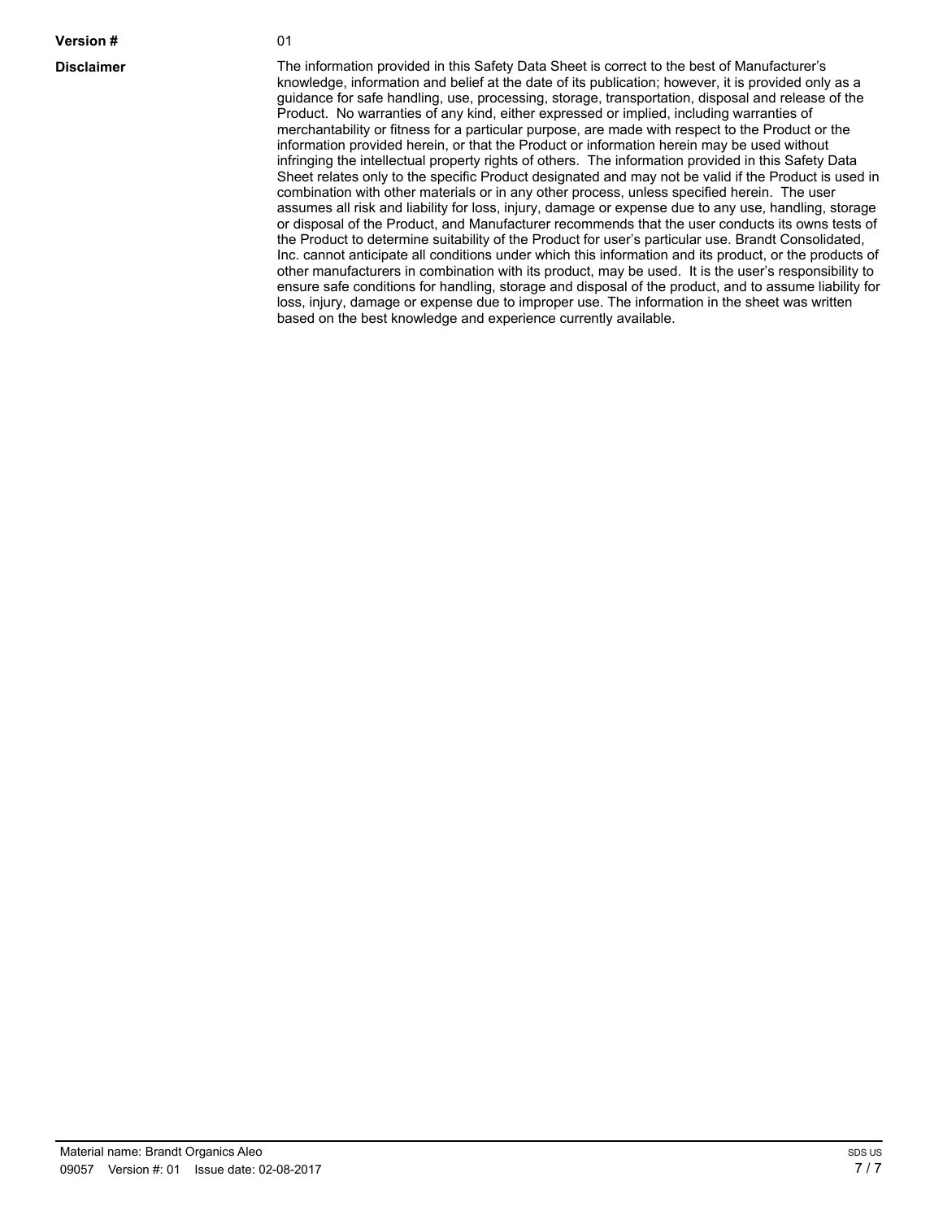**Version #** 01

**Disclaimer** The information provided in this Safety Data Sheet is correct to the best of Manufacturer's knowledge, information and belief at the date of its publication; however, it is provided only as a guidance for safe handling, use, processing, storage, transportation, disposal and release of the Product. No warranties of any kind, either expressed or implied, including warranties of merchantability or fitness for a particular purpose, are made with respect to the Product or the information provided herein, or that the Product or information herein may be used without infringing the intellectual property rights of others. The information provided in this Safety Data Sheet relates only to the specific Product designated and may not be valid if the Product is used in combination with other materials or in any other process, unless specified herein. The user assumes all risk and liability for loss, injury, damage or expense due to any use, handling, storage or disposal of the Product, and Manufacturer recommends that the user conducts its owns tests of the Product to determine suitability of the Product for user's particular use. Brandt Consolidated, Inc. cannot anticipate all conditions under which this information and its product, or the products of other manufacturers in combination with its product, may be used. It is the user's responsibility to ensure safe conditions for handling, storage and disposal of the product, and to assume liability for loss, injury, damage or expense due to improper use. The information in the sheet was written based on the best knowledge and experience currently available.